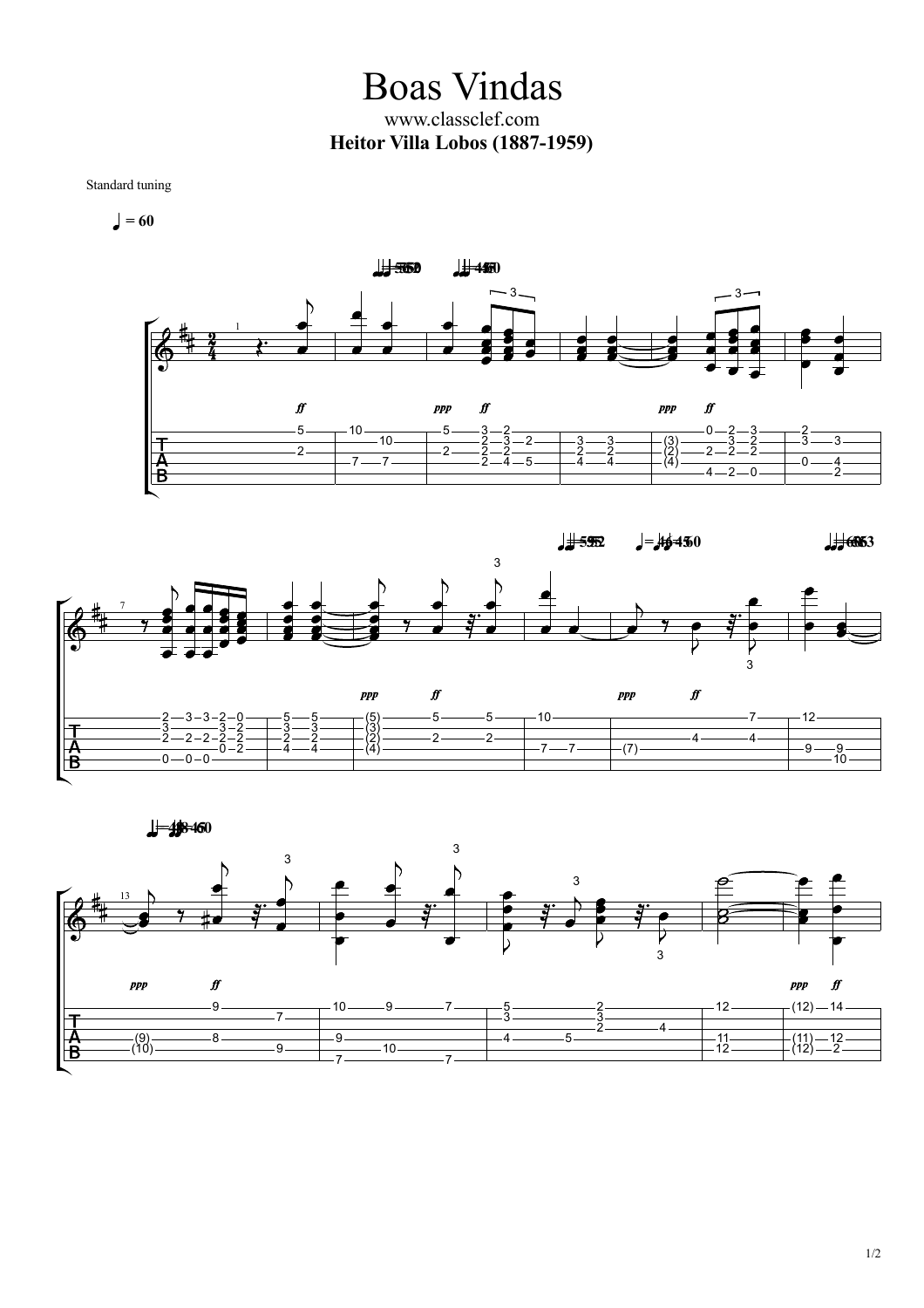# Boas Vindas

www.classclef.com

**Heitor Villa Lobos (1887-1959)**

Standard tuning

♩ = 60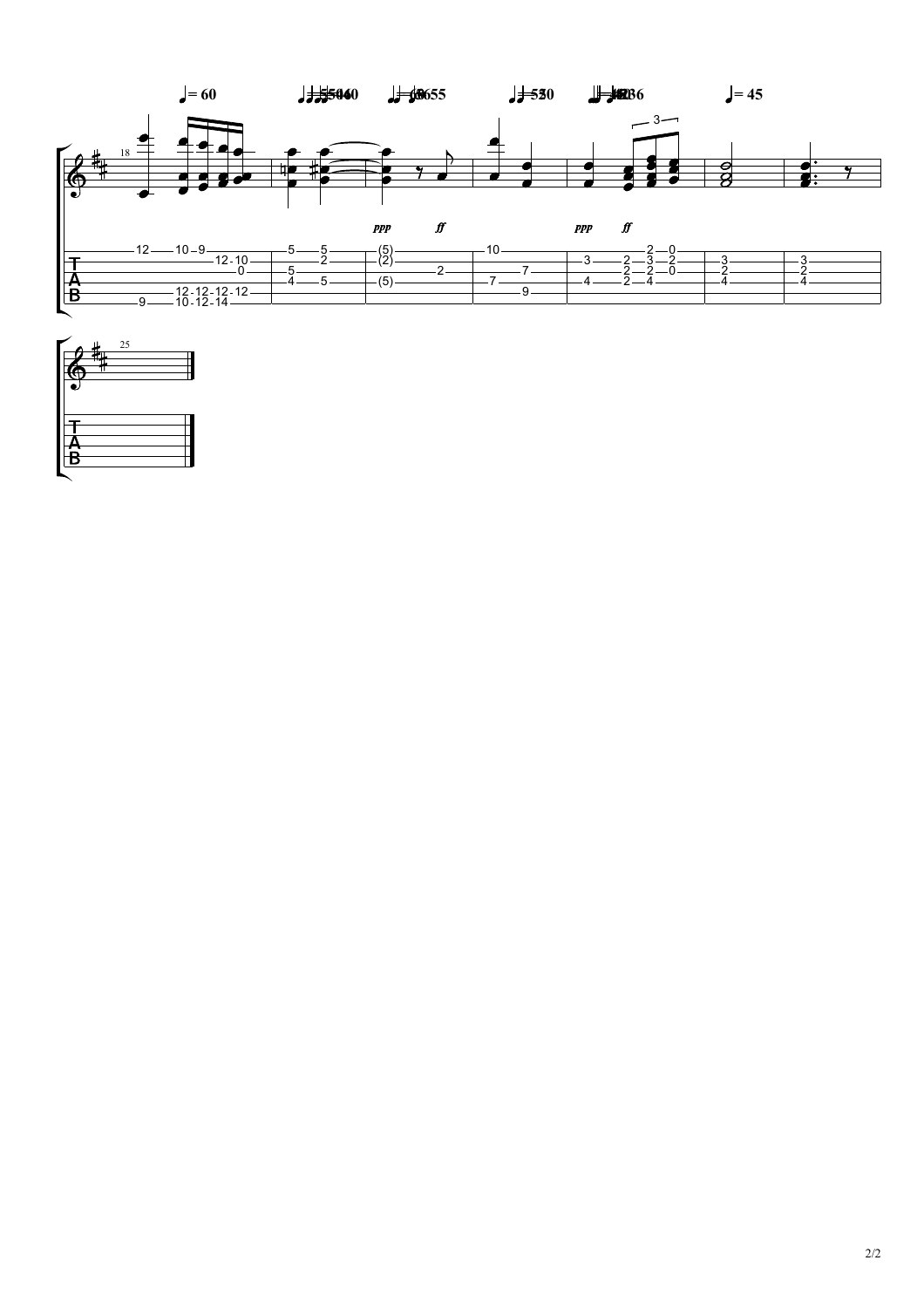♩= 60 ♩♩♩♩=55 50 40 ♩♩♩=60 55 ♩♩=55 50 ♩♩♩♩=50 40 36 ♩= 45

*ppp* *ff* *ppp* *ff*